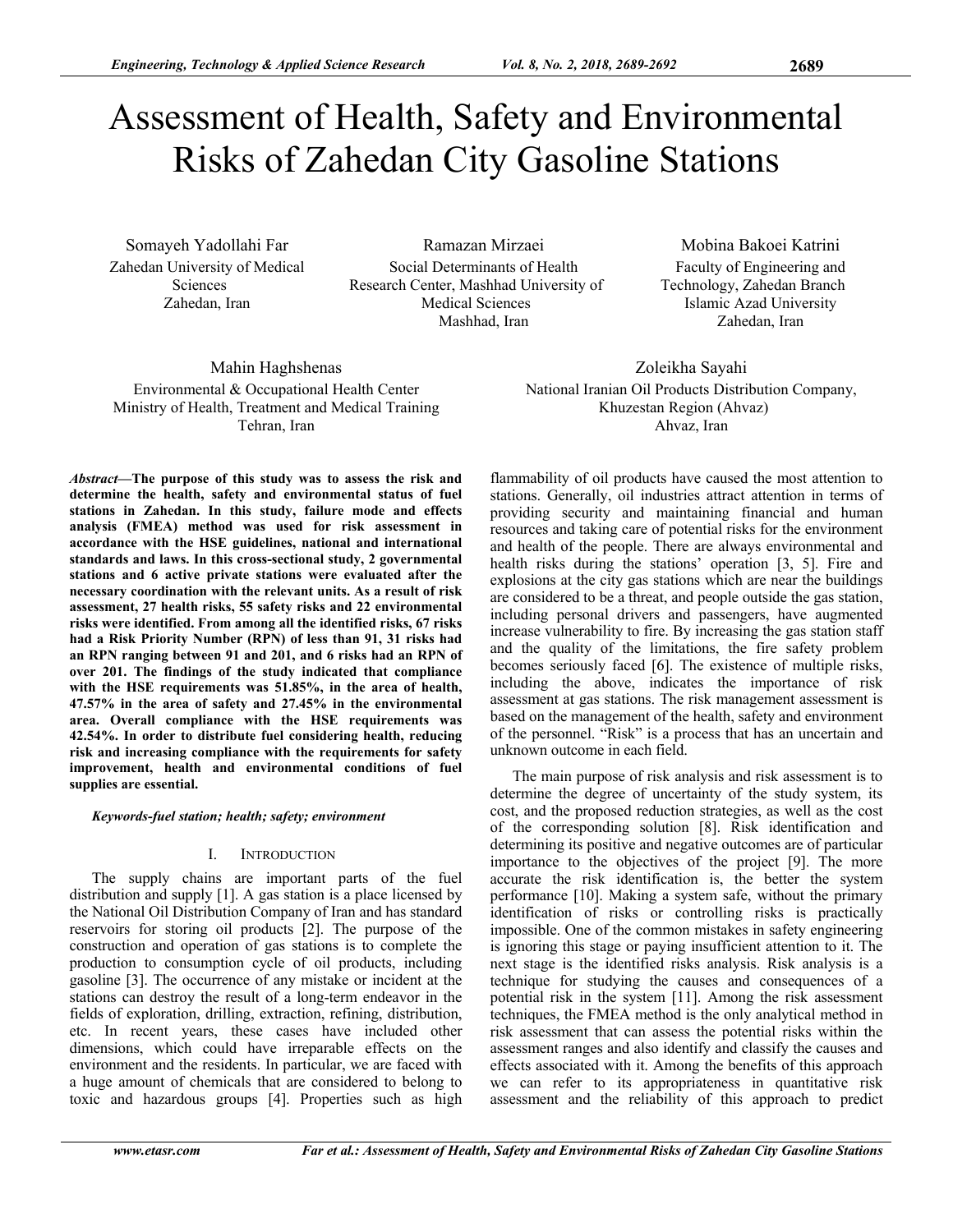# Assessment of Health, Safety and Environmental Risks of Zahedan City Gasoline Stations

Somayeh Yadollahi Far
Zahedan University of Medical Sciences
Zahedan, Iran

Ramazan Mirzaei
Social Determinants of Health Research Center, Mashhad University of Medical Sciences
Mashhad, Iran

Mobina Bakoei Katrini
Faculty of Engineering and Technology, Zahedan Branch
Islamic Azad University
Zahedan, Iran

Mahin Haghshenas
Environmental & Occupational Health Center
Ministry of Health, Treatment and Medical Training
Tehran, Iran

Zoleikha Sayahi
National Iranian Oil Products Distribution Company, Khuzestan Region (Ahvaz)
Ahvaz, Iran

***Abstract*—The purpose of this study was to assess the risk and determine the health, safety and environmental status of fuel stations in Zahedan. In this study, failure mode and effects analysis (FMEA) method was used for risk assessment in accordance with the HSE guidelines, national and international standards and laws. In this cross-sectional study, 2 governmental stations and 6 active private stations were evaluated after the necessary coordination with the relevant units. As a result of risk assessment, 27 health risks, 55 safety risks and 22 environmental risks were identified. From among all the identified risks, 67 risks had a Risk Priority Number (RPN) of less than 91, 31 risks had an RPN ranging between 91 and 201, and 6 risks had an RPN of over 201. The findings of the study indicated that compliance with the HSE requirements was 51.85%, in the area of health, 47.57% in the area of safety and 27.45% in the environmental area. Overall compliance with the HSE requirements was 42.54%. In order to distribute fuel considering health, reducing risk and increasing compliance with the requirements for safety improvement, health and environmental conditions of fuel supplies are essential.**

***Keywords-fuel station; health; safety; environment***

## I. Introduction

The supply chains are important parts of the fuel distribution and supply [1]. A gas station is a place licensed by the National Oil Distribution Company of Iran and has standard reservoirs for storing oil products [2]. The purpose of the construction and operation of gas stations is to complete the production to consumption cycle of oil products, including gasoline [3]. The occurrence of any mistake or incident at the stations can destroy the result of a long-term endeavor in the fields of exploration, drilling, extraction, refining, distribution, etc. In recent years, these cases have included other dimensions, which could have irreparable effects on the environment and the residents. In particular, we are faced with a huge amount of chemicals that are considered to belong to toxic and hazardous groups [4]. Properties such as high flammability of oil products have caused the most attention to stations. Generally, oil industries attract attention in terms of providing security and maintaining financial and human resources and taking care of potential risks for the environment and health of the people. There are always environmental and health risks during the stations' operation [3, 5]. Fire and explosions at the city gas stations which are near the buildings are considered to be a threat, and people outside the gas station, including personal drivers and passengers, have augmented increase vulnerability to fire. By increasing the gas station staff and the quality of the limitations, the fire safety problem becomes seriously faced [6]. The existence of multiple risks, including the above, indicates the importance of risk assessment at gas stations. The risk management assessment is based on the management of the health, safety and environment of the personnel. "Risk" is a process that has an uncertain and unknown outcome in each field.

The main purpose of risk analysis and risk assessment is to determine the degree of uncertainty of the study system, its cost, and the proposed reduction strategies, as well as the cost of the corresponding solution [8]. Risk identification and determining its positive and negative outcomes are of particular importance to the objectives of the project [9]. The more accurate the risk identification is, the better the system performance [10]. Making a system safe, without the primary identification of risks or controlling risks is practically impossible. One of the common mistakes in safety engineering is ignoring this stage or paying insufficient attention to it. The next stage is the identified risks analysis. Risk analysis is a technique for studying the causes and consequences of a potential risk in the system [11]. Among the risk assessment techniques, the FMEA method is the only analytical method in risk assessment that can assess the potential risks within the assessment ranges and also identify and classify the causes and effects associated with it. Among the benefits of this approach we can refer to its appropriateness in quantitative risk assessment and the reliability of this approach to predict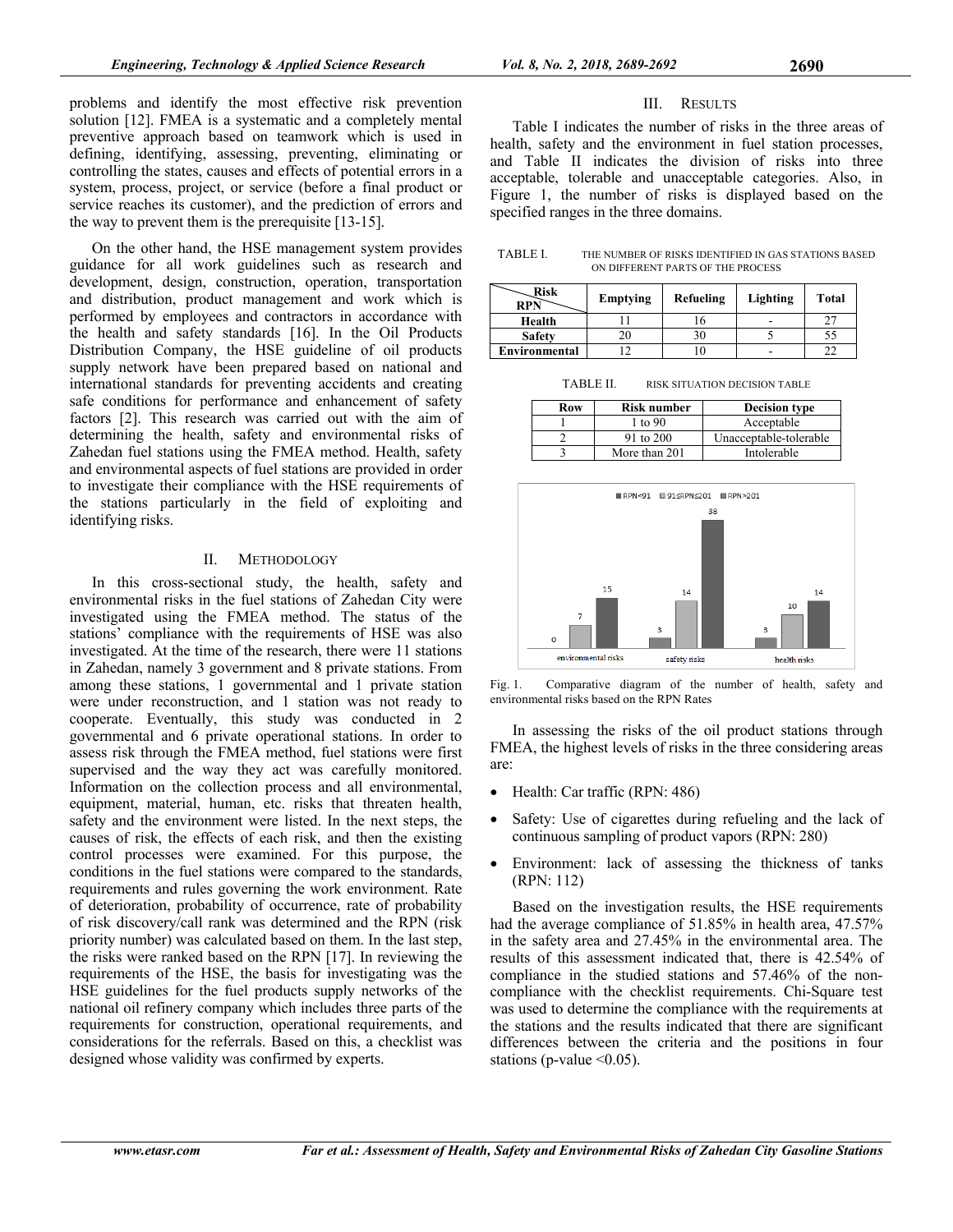problems and identify the most effective risk prevention solution [12]. FMEA is a systematic and a completely mental preventive approach based on teamwork which is used in defining, identifying, assessing, preventing, eliminating or controlling the states, causes and effects of potential errors in a system, process, project, or service (before a final product or service reaches its customer), and the prediction of errors and the way to prevent them is the prerequisite [13-15].

On the other hand, the HSE management system provides guidance for all work guidelines such as research and development, design, construction, operation, transportation and distribution, product management and work which is performed by employees and contractors in accordance with the health and safety standards [16]. In the Oil Products Distribution Company, the HSE guideline of oil products supply network have been prepared based on national and international standards for preventing accidents and creating safe conditions for performance and enhancement of safety factors [2]. This research was carried out with the aim of determining the health, safety and environmental risks of Zahedan fuel stations using the FMEA method. Health, safety and environmental aspects of fuel stations are provided in order to investigate their compliance with the HSE requirements of the stations particularly in the field of exploiting and identifying risks.

## II. Methodology

In this cross-sectional study, the health, safety and environmental risks in the fuel stations of Zahedan City were investigated using the FMEA method. The status of the stations' compliance with the requirements of HSE was also investigated. At the time of the research, there were 11 stations in Zahedan, namely 3 government and 8 private stations. From among these stations, 1 governmental and 1 private station were under reconstruction, and 1 station was not ready to cooperate. Eventually, this study was conducted in 2 governmental and 6 private operational stations. In order to assess risk through the FMEA method, fuel stations were first supervised and the way they act was carefully monitored. Information on the collection process and all environmental, equipment, material, human, etc. risks that threaten health, safety and the environment were listed. In the next steps, the causes of risk, the effects of each risk, and then the existing control processes were examined. For this purpose, the conditions in the fuel stations were compared to the standards, requirements and rules governing the work environment. Rate of deterioration, probability of occurrence, rate of probability of risk discovery/call rank was determined and the RPN (risk priority number) was calculated based on them. In the last step, the risks were ranked based on the RPN [17]. In reviewing the requirements of the HSE, the basis for investigating was the HSE guidelines for the fuel products supply networks of the national oil refinery company which includes three parts of the requirements for construction, operational requirements, and considerations for the referrals. Based on this, a checklist was designed whose validity was confirmed by experts.

## III. Results

Table I indicates the number of risks in the three areas of health, safety and the environment in fuel station processes, and Table II indicates the division of risks into three acceptable, tolerable and unacceptable categories. Also, in Figure 1, the number of risks is displayed based on the specified ranges in the three domains.

TABLE I. THE NUMBER OF RISKS IDENTIFIED IN GAS STATIONS BASED ON DIFFERENT PARTS OF THE PROCESS

| Risk / RPN | Emptying | Refueling | Lighting | Total |
|---|---|---|---|---|
| **Health** | 11 | 16 | - | 27 |
| **Safety** | 20 | 30 | 5 | 55 |
| **Environmental** | 12 | 10 | - | 22 |

TABLE II. RISK SITUATION DECISION TABLE

| Row | Risk number | Decision type |
|---|---|---|
| 1 | 1 to 90 | Acceptable |
| 2 | 91 to 200 | Unacceptable-tolerable |
| 3 | More than 201 | Intolerable |

| | environmental risks | safety risks | health risks |
|---|---|---|---|
| RPN<91 | 0 | 3 | 3 |
| 91≤RPN≤201 | 7 | 14 | 10 |
| RPN>201 | 15 | 38 | 14 |

Fig. 1. Comparative diagram of the number of health, safety and environmental risks based on the RPN Rates

In assessing the risks of the oil product stations through FMEA, the highest levels of risks in the three considering areas are:

- Health: Car traffic (RPN: 486)
- Safety: Use of cigarettes during refueling and the lack of continuous sampling of product vapors (RPN: 280)
- Environment: lack of assessing the thickness of tanks (RPN: 112)

Based on the investigation results, the HSE requirements had the average compliance of 51.85% in health area, 47.57% in the safety area and 27.45% in the environmental area. The results of this assessment indicated that, there is 42.54% of compliance in the studied stations and 57.46% of the non-compliance with the checklist requirements. Chi-Square test was used to determine the compliance with the requirements at the stations and the results indicated that there are significant differences between the criteria and the positions in four stations ($p$-value $<0.05$).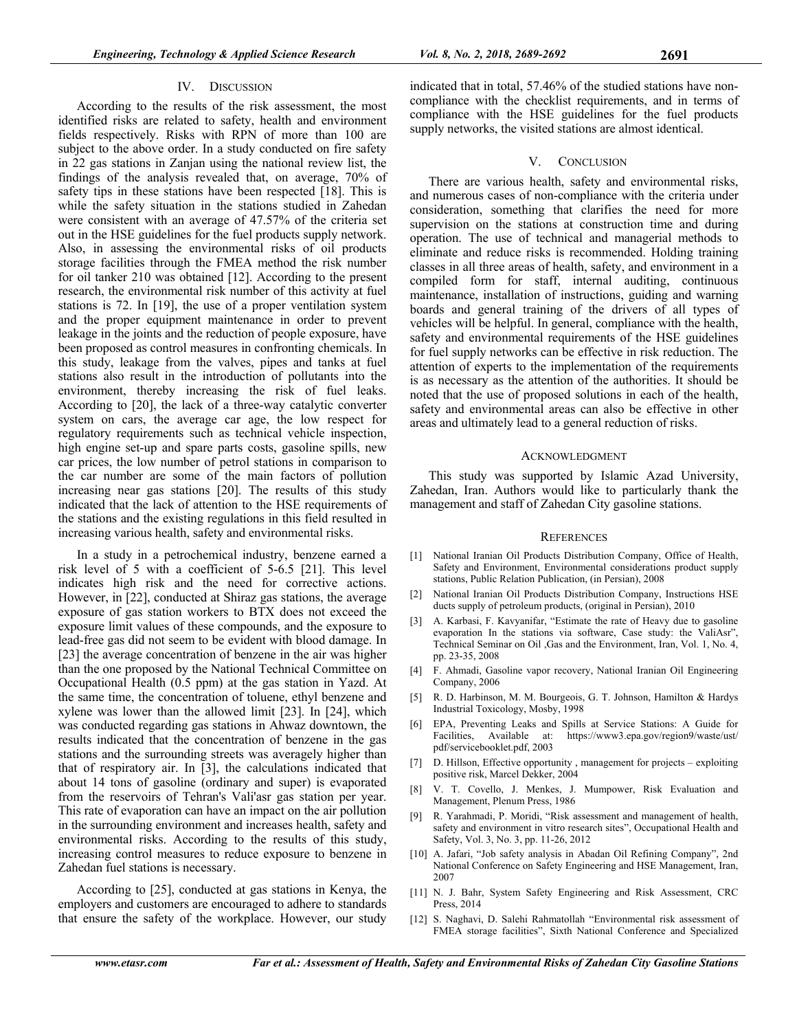## IV. DISCUSSION

According to the results of the risk assessment, the most identified risks are related to safety, health and environment fields respectively. Risks with RPN of more than 100 are subject to the above order. In a study conducted on fire safety in 22 gas stations in Zanjan using the national review list, the findings of the analysis revealed that, on average, 70% of safety tips in these stations have been respected [18]. This is while the safety situation in the stations studied in Zahedan were consistent with an average of 47.57% of the criteria set out in the HSE guidelines for the fuel products supply network. Also, in assessing the environmental risks of oil products storage facilities through the FMEA method the risk number for oil tanker 210 was obtained [12]. According to the present research, the environmental risk number of this activity at fuel stations is 72. In [19], the use of a proper ventilation system and the proper equipment maintenance in order to prevent leakage in the joints and the reduction of people exposure, have been proposed as control measures in confronting chemicals. In this study, leakage from the valves, pipes and tanks at fuel stations also result in the introduction of pollutants into the environment, thereby increasing the risk of fuel leaks. According to [20], the lack of a three-way catalytic converter system on cars, the average car age, the low respect for regulatory requirements such as technical vehicle inspection, high engine set-up and spare parts costs, gasoline spills, new car prices, the low number of petrol stations in comparison to the car number are some of the main factors of pollution increasing near gas stations [20]. The results of this study indicated that the lack of attention to the HSE requirements of the stations and the existing regulations in this field resulted in increasing various health, safety and environmental risks.

In a study in a petrochemical industry, benzene earned a risk level of 5 with a coefficient of 5-6.5 [21]. This level indicates high risk and the need for corrective actions. However, in [22], conducted at Shiraz gas stations, the average exposure of gas station workers to BTX does not exceed the exposure limit values of these compounds, and the exposure to lead-free gas did not seem to be evident with blood damage. In [23] the average concentration of benzene in the air was higher than the one proposed by the National Technical Committee on Occupational Health (0.5 ppm) at the gas station in Yazd. At the same time, the concentration of toluene, ethyl benzene and xylene was lower than the allowed limit [23]. In [24], which was conducted regarding gas stations in Ahwaz downtown, the results indicated that the concentration of benzene in the gas stations and the surrounding streets was averagely higher than that of respiratory air. In [3], the calculations indicated that about 14 tons of gasoline (ordinary and super) is evaporated from the reservoirs of Tehran's Vali'asr gas station per year. This rate of evaporation can have an impact on the air pollution in the surrounding environment and increases health, safety and environmental risks. According to the results of this study, increasing control measures to reduce exposure to benzene in Zahedan fuel stations is necessary.

According to [25], conducted at gas stations in Kenya, the employers and customers are encouraged to adhere to standards that ensure the safety of the workplace. However, our study indicated that in total, 57.46% of the studied stations have non-compliance with the checklist requirements, and in terms of compliance with the HSE guidelines for the fuel products supply networks, the visited stations are almost identical.

## V. CONCLUSION

There are various health, safety and environmental risks, and numerous cases of non-compliance with the criteria under consideration, something that clarifies the need for more supervision on the stations at construction time and during operation. The use of technical and managerial methods to eliminate and reduce risks is recommended. Holding training classes in all three areas of health, safety, and environment in a compiled form for staff, internal auditing, continuous maintenance, installation of instructions, guiding and warning boards and general training of the drivers of all types of vehicles will be helpful. In general, compliance with the health, safety and environmental requirements of the HSE guidelines for fuel supply networks can be effective in risk reduction. The attention of experts to the implementation of the requirements is as necessary as the attention of the authorities. It should be noted that the use of proposed solutions in each of the health, safety and environmental areas can also be effective in other areas and ultimately lead to a general reduction of risks.

## ACKNOWLEDGMENT

This study was supported by Islamic Azad University, Zahedan, Iran. Authors would like to particularly thank the management and staff of Zahedan City gasoline stations.

## REFERENCES

[1] National Iranian Oil Products Distribution Company, Office of Health, Safety and Environment, Environmental considerations product supply stations, Public Relation Publication, (in Persian), 2008

[2] National Iranian Oil Products Distribution Company, Instructions HSE ducts supply of petroleum products, (original in Persian), 2010

[3] A. Karbasi, F. Kavyanifar, "Estimate the rate of Heavy due to gasoline evaporation In the stations via software, Case study: the ValiAsr", Technical Seminar on Oil ,Gas and the Environment, Iran, Vol. 1, No. 4, pp. 23-35, 2008

[4] F. Ahmadi, Gasoline vapor recovery, National Iranian Oil Engineering Company, 2006

[5] R. D. Harbinson, M. M. Bourgeois, G. T. Johnson, Hamilton & Hardys Industrial Toxicology, Mosby, 1998

[6] EPA, Preventing Leaks and Spills at Service Stations: A Guide for Facilities, Available at: https://www3.epa.gov/region9/waste/ust/pdf/servicebooklet.pdf, 2003

[7] D. Hillson, Effective opportunity , management for projects – exploiting positive risk, Marcel Dekker, 2004

[8] V. T. Covello, J. Menkes, J. Mumpower, Risk Evaluation and Management, Plenum Press, 1986

[9] R. Yarahmadi, P. Moridi, "Risk assessment and management of health, safety and environment in vitro research sites", Occupational Health and Safety, Vol. 3, No. 3, pp. 11-26, 2012

[10] A. Jafari, "Job safety analysis in Abadan Oil Refining Company", 2nd National Conference on Safety Engineering and HSE Management, Iran, 2007

[11] N. J. Bahr, System Safety Engineering and Risk Assessment, CRC Press, 2014

[12] S. Naghavi, D. Salehi Rahmatollah "Environmental risk assessment of FMEA storage facilities", Sixth National Conference and Specialized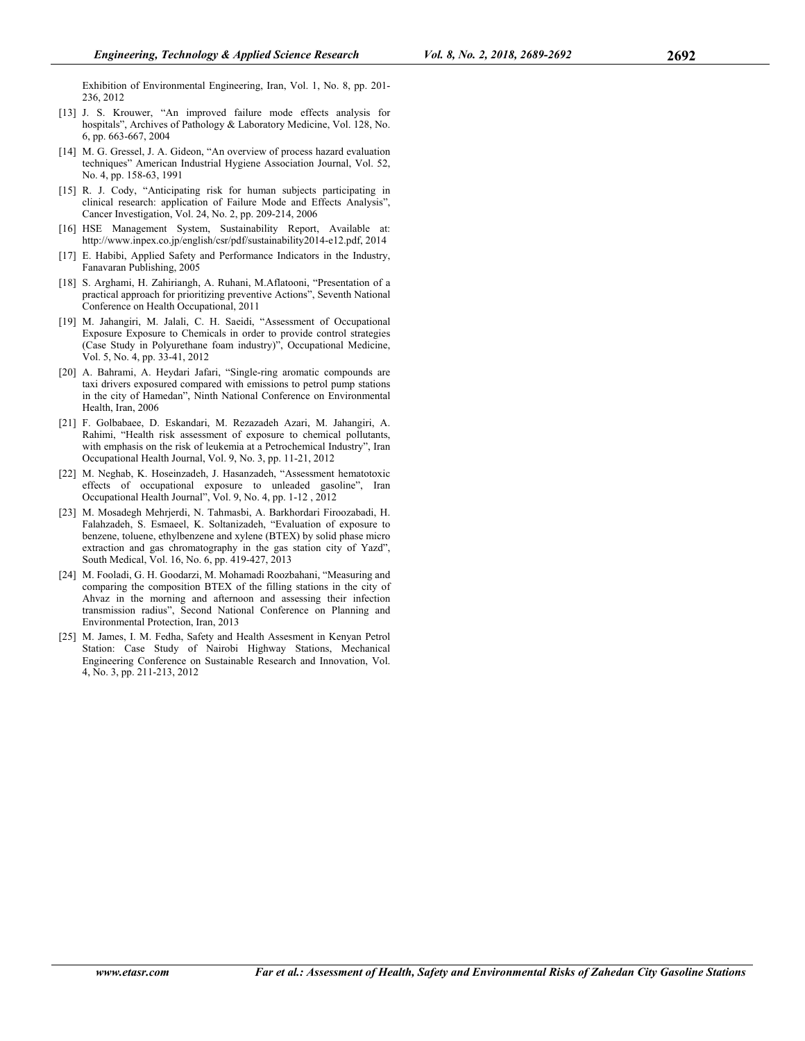Exhibition of Environmental Engineering, Iran, Vol. 1, No. 8, pp. 201-236, 2012

[13] J. S. Krouwer, "An improved failure mode effects analysis for hospitals", Archives of Pathology & Laboratory Medicine, Vol. 128, No. 6, pp. 663-667, 2004

[14] M. G. Gressel, J. A. Gideon, "An overview of process hazard evaluation techniques" American Industrial Hygiene Association Journal, Vol. 52, No. 4, pp. 158-63, 1991

[15] R. J. Cody, "Anticipating risk for human subjects participating in clinical research: application of Failure Mode and Effects Analysis", Cancer Investigation, Vol. 24, No. 2, pp. 209-214, 2006

[16] HSE Management System, Sustainability Report, Available at: http://www.inpex.co.jp/english/csr/pdf/sustainability2014-e12.pdf, 2014

[17] E. Habibi, Applied Safety and Performance Indicators in the Industry, Fanavaran Publishing, 2005

[18] S. Arghami, H. Zahiriangh, A. Ruhani, M.Aflatooni, "Presentation of a practical approach for prioritizing preventive Actions", Seventh National Conference on Health Occupational, 2011

[19] M. Jahangiri, M. Jalali, C. H. Saeidi, "Assessment of Occupational Exposure Exposure to Chemicals in order to provide control strategies (Case Study in Polyurethane foam industry)", Occupational Medicine, Vol. 5, No. 4, pp. 33-41, 2012

[20] A. Bahrami, A. Heydari Jafari, "Single-ring aromatic compounds are taxi drivers exposured compared with emissions to petrol pump stations in the city of Hamedan", Ninth National Conference on Environmental Health, Iran, 2006

[21] F. Golbabaee, D. Eskandari, M. Rezazadeh Azari, M. Jahangiri, A. Rahimi, "Health risk assessment of exposure to chemical pollutants, with emphasis on the risk of leukemia at a Petrochemical Industry", Iran Occupational Health Journal, Vol. 9, No. 3, pp. 11-21, 2012

[22] M. Neghab, K. Hoseinzadeh, J. Hasanzadeh, "Assessment hematotoxic effects of occupational exposure to unleaded gasoline", Iran Occupational Health Journal", Vol. 9, No. 4, pp. 1-12 , 2012

[23] M. Mosadegh Mehrjerdi, N. Tahmasbi, A. Barkhordari Firoozabadi, H. Falahzadeh, S. Esmaeel, K. Soltanizadeh, "Evaluation of exposure to benzene, toluene, ethylbenzene and xylene (BTEX) by solid phase micro extraction and gas chromatography in the gas station city of Yazd", South Medical, Vol. 16, No. 6, pp. 419-427, 2013

[24] M. Fooladi, G. H. Goodarzi, M. Mohamadi Roozbahani, "Measuring and comparing the composition BTEX of the filling stations in the city of Ahvaz in the morning and afternoon and assessing their infection transmission radius", Second National Conference on Planning and Environmental Protection, Iran, 2013

[25] M. James, I. M. Fedha, Safety and Health Assesment in Kenyan Petrol Station: Case Study of Nairobi Highway Stations, Mechanical Engineering Conference on Sustainable Research and Innovation, Vol. 4, No. 3, pp. 211-213, 2012